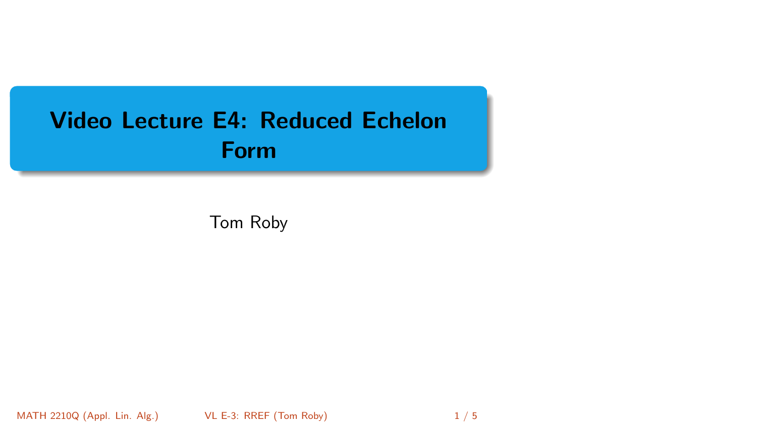# Video Lecture E4: Reduced Echelon Form

Tom Roby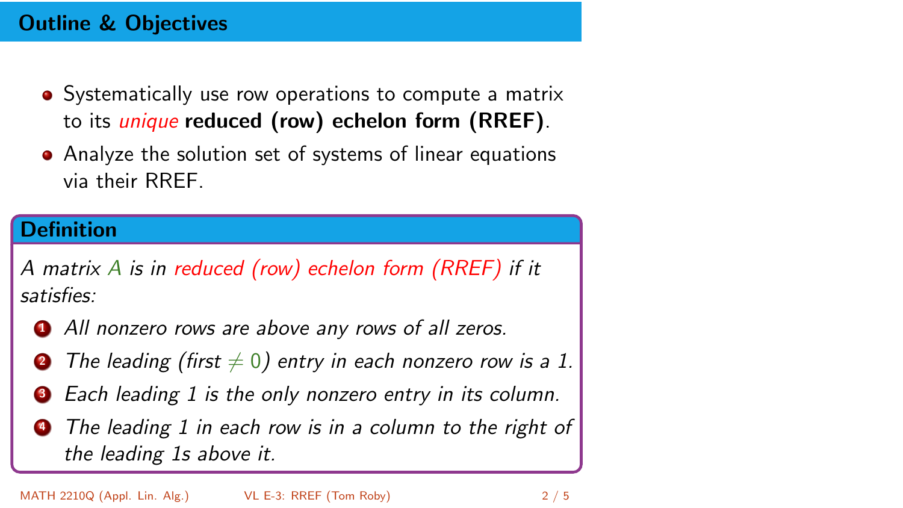## Outline & Objectives

- Systematically use row operations to compute a matrix to its *unique* **reduced (row) echelon form (RREF)**.
- Analyze the solution set of systems of linear equations via their RREF.

### Definition

*A matrix $A$ is in reduced (row) echelon form (RREF) if it satisfies:*

1. *All nonzero rows are above any rows of all zeros.*
2. *The leading (first $\neq 0$) entry in each nonzero row is a 1.*
3. *Each leading 1 is the only nonzero entry in its column.*
4. *The leading 1 in each row is in a column to the right of the leading 1s above it.*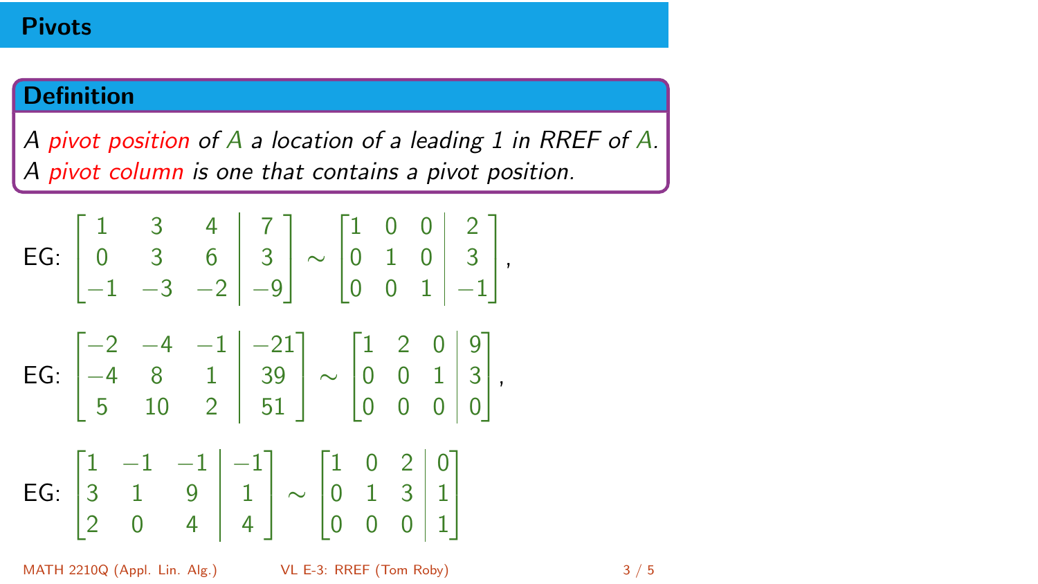# Pivots

**Definition**

*A pivot position of $A$ a location of a leading 1 in RREF of $A$. A pivot column is one that contains a pivot position.*

EG: $\left[\begin{array}{ccc|c} 1 & 3 & 4 & 7 \\ 0 & 3 & 6 & 3 \\ -1 & -3 & -2 & -9 \end{array}\right] \sim \left[\begin{array}{ccc|c} 1 & 0 & 0 & 2 \\ 0 & 1 & 0 & 3 \\ 0 & 0 & 1 & -1 \end{array}\right]$,

EG: $\left[\begin{array}{ccc|c} -2 & -4 & -1 & -21 \\ -4 & 8 & 1 & 39 \\ 5 & 10 & 2 & 51 \end{array}\right] \sim \left[\begin{array}{ccc|c} 1 & 2 & 0 & 9 \\ 0 & 0 & 1 & 3 \\ 0 & 0 & 0 & 0 \end{array}\right]$,

EG: $\left[\begin{array}{ccc|c} 1 & -1 & -1 & -1 \\ 3 & 1 & 9 & 1 \\ 2 & 0 & 4 & 4 \end{array}\right] \sim \left[\begin{array}{ccc|c} 1 & 0 & 2 & 0 \\ 0 & 1 & 3 & 1 \\ 0 & 0 & 0 & 1 \end{array}\right]$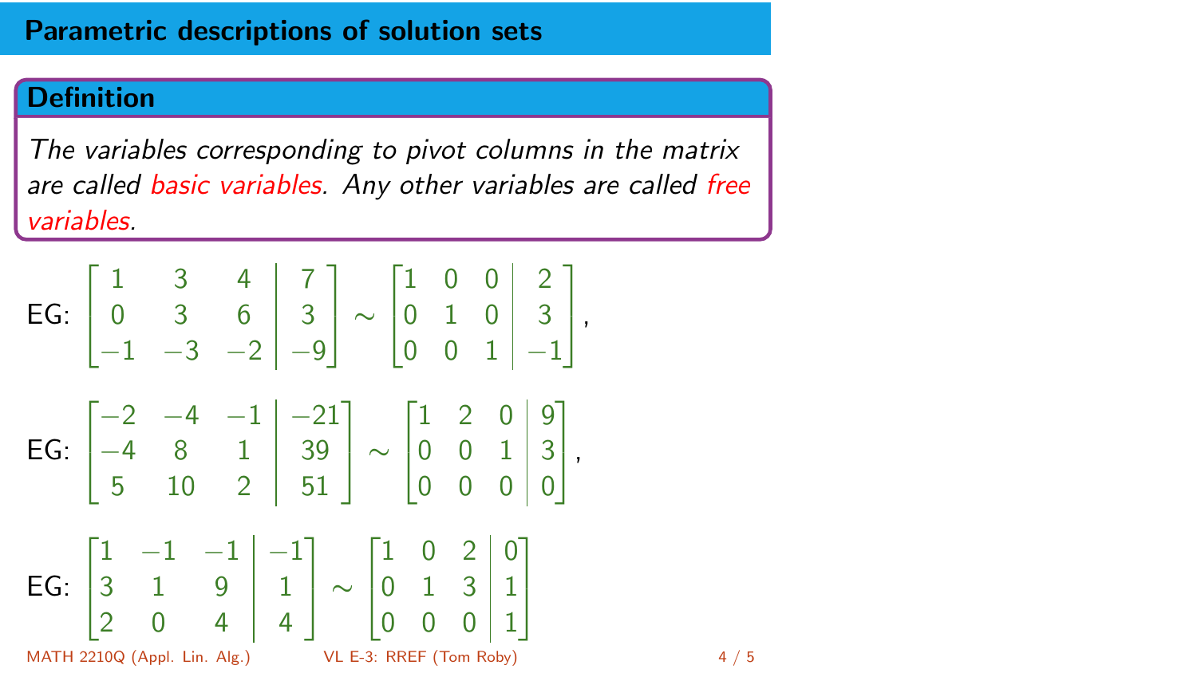## Parametric descriptions of solution sets

**Definition**

*The variables corresponding to pivot columns in the matrix are called basic variables. Any other variables are called free variables.*

EG: $$\left[\begin{array}{ccc|c} 1 & 3 & 4 & 7 \\ 0 & 3 & 6 & 3 \\ -1 & -3 & -2 & -9 \end{array}\right] \sim \left[\begin{array}{ccc|c} 1 & 0 & 0 & 2 \\ 0 & 1 & 0 & 3 \\ 0 & 0 & 1 & -1 \end{array}\right],$$

EG: $$\left[\begin{array}{ccc|c} -2 & -4 & -1 & -21 \\ -4 & 8 & 1 & 39 \\ 5 & 10 & 2 & 51 \end{array}\right] \sim \left[\begin{array}{ccc|c} 1 & 2 & 0 & 9 \\ 0 & 0 & 1 & 3 \\ 0 & 0 & 0 & 0 \end{array}\right],$$

EG: $$\left[\begin{array}{ccc|c} 1 & -1 & -1 & -1 \\ 3 & 1 & 9 & 1 \\ 2 & 0 & 4 & 4 \end{array}\right] \sim \left[\begin{array}{ccc|c} 1 & 0 & 2 & 0 \\ 0 & 1 & 3 & 1 \\ 0 & 0 & 0 & 1 \end{array}\right]$$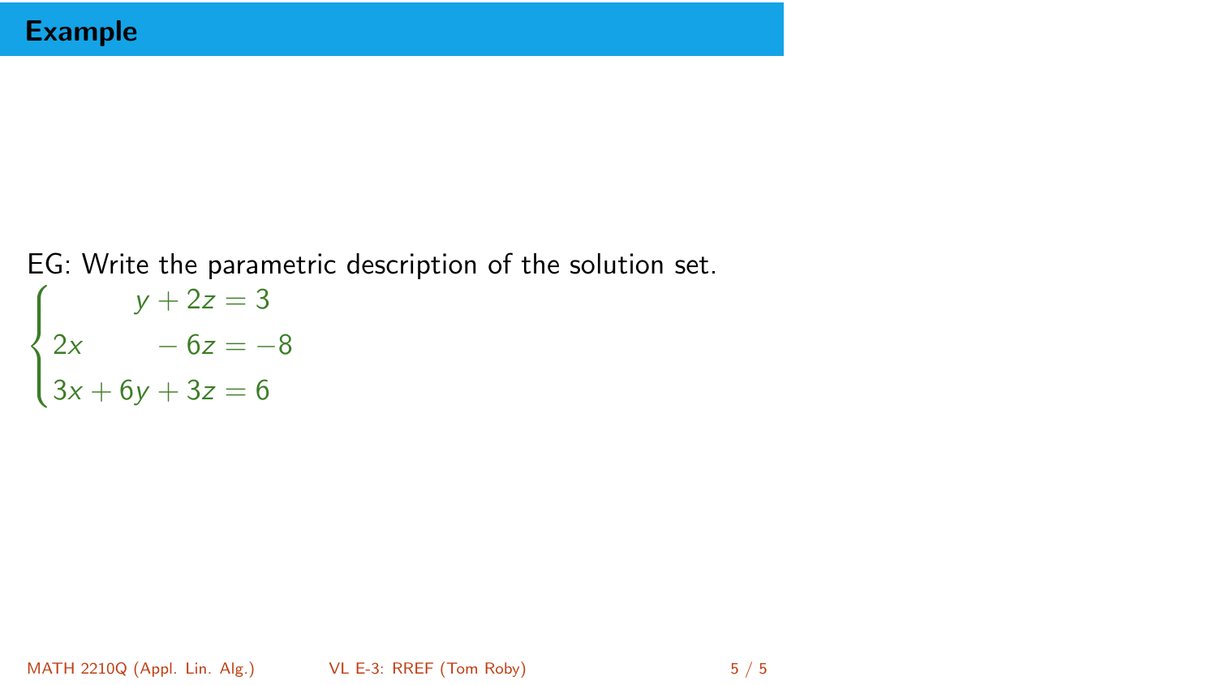## Example

EG: Write the parametric description of the solution set.

$$
\begin{cases}
\phantom{2x + 6} y + 2z = 3 \\
2x \phantom{+ 6y} - 6z = -8 \\
3x + 6y + 3z = 6
\end{cases}
$$